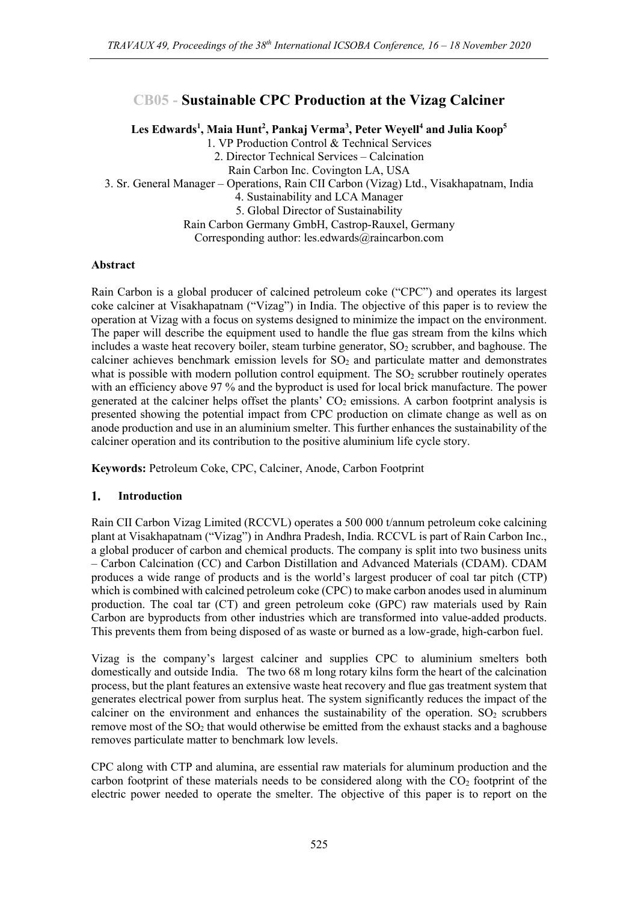# CB05 - Sustainable CPC Production at the Vizag Calciner

**Les Edwards[1], Maia Hunt[2], Pankaj Verma[3], Peter Weyell[4] and Julia Koop[5]**

1. VP Production Control & Technical Services
2. Director Technical Services – Calcination
Rain Carbon Inc. Covington LA, USA
3. Sr. General Manager – Operations, Rain CII Carbon (Vizag) Ltd., Visakhapatnam, India
4. Sustainability and LCA Manager
5. Global Director of Sustainability
Rain Carbon Germany GmbH, Castrop-Rauxel, Germany
Corresponding author: les.edwards@raincarbon.com

### Abstract

Rain Carbon is a global producer of calcined petroleum coke ("CPC") and operates its largest coke calciner at Visakhapatnam ("Vizag") in India. The objective of this paper is to review the operation at Vizag with a focus on systems designed to minimize the impact on the environment. The paper will describe the equipment used to handle the flue gas stream from the kilns which includes a waste heat recovery boiler, steam turbine generator, $SO_2$ scrubber, and baghouse. The calciner achieves benchmark emission levels for $SO_2$ and particulate matter and demonstrates what is possible with modern pollution control equipment. The $SO_2$ scrubber routinely operates with an efficiency above 97 % and the byproduct is used for local brick manufacture. The power generated at the calciner helps offset the plants' $CO_2$ emissions. A carbon footprint analysis is presented showing the potential impact from CPC production on climate change as well as on anode production and use in an aluminium smelter. This further enhances the sustainability of the calciner operation and its contribution to the positive aluminium life cycle story.

**Keywords:** Petroleum Coke, CPC, Calciner, Anode, Carbon Footprint

## 1. Introduction

Rain CII Carbon Vizag Limited (RCCVL) operates a 500 000 t/annum petroleum coke calcining plant at Visakhapatnam ("Vizag") in Andhra Pradesh, India. RCCVL is part of Rain Carbon Inc., a global producer of carbon and chemical products. The company is split into two business units – Carbon Calcination (CC) and Carbon Distillation and Advanced Materials (CDAM). CDAM produces a wide range of products and is the world's largest producer of coal tar pitch (CTP) which is combined with calcined petroleum coke (CPC) to make carbon anodes used in aluminum production. The coal tar (CT) and green petroleum coke (GPC) raw materials used by Rain Carbon are byproducts from other industries which are transformed into value-added products. This prevents them from being disposed of as waste or burned as a low-grade, high-carbon fuel.

Vizag is the company's largest calciner and supplies CPC to aluminium smelters both domestically and outside India. The two 68 m long rotary kilns form the heart of the calcination process, but the plant features an extensive waste heat recovery and flue gas treatment system that generates electrical power from surplus heat. The system significantly reduces the impact of the calciner on the environment and enhances the sustainability of the operation. $SO_2$ scrubbers remove most of the $SO_2$ that would otherwise be emitted from the exhaust stacks and a baghouse removes particulate matter to benchmark low levels.

CPC along with CTP and alumina, are essential raw materials for aluminum production and the carbon footprint of these materials needs to be considered along with the $CO_2$ footprint of the electric power needed to operate the smelter. The objective of this paper is to report on the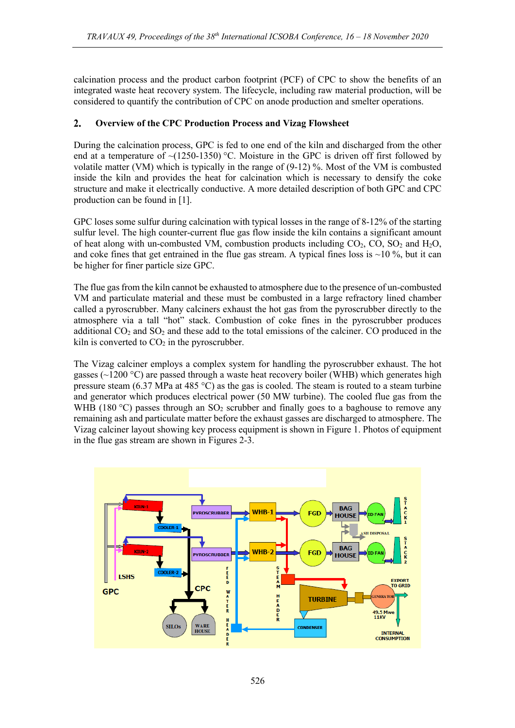calcination process and the product carbon footprint (PCF) of CPC to show the benefits of an integrated waste heat recovery system. The lifecycle, including raw material production, will be considered to quantify the contribution of CPC on anode production and smelter operations.

## 2. Overview of the CPC Production Process and Vizag Flowsheet

During the calcination process, GPC is fed to one end of the kiln and discharged from the other end at a temperature of ~(1250-1350) °C. Moisture in the GPC is driven off first followed by volatile matter (VM) which is typically in the range of (9-12) %. Most of the VM is combusted inside the kiln and provides the heat for calcination which is necessary to densify the coke structure and make it electrically conductive. A more detailed description of both GPC and CPC production can be found in [1].

GPC loses some sulfur during calcination with typical losses in the range of 8-12% of the starting sulfur level. The high counter-current flue gas flow inside the kiln contains a significant amount of heat along with un-combusted VM, combustion products including $CO_2$, CO, $SO_2$ and $H_2O$, and coke fines that get entrained in the flue gas stream. A typical fines loss is ~10 %, but it can be higher for finer particle size GPC.

The flue gas from the kiln cannot be exhausted to atmosphere due to the presence of un-combusted VM and particulate material and these must be combusted in a large refractory lined chamber called a pyroscrubber. Many calciners exhaust the hot gas from the pyroscrubber directly to the atmosphere via a tall "hot" stack. Combustion of coke fines in the pyroscrubber produces additional $CO_2$ and $SO_2$ and these add to the total emissions of the calciner. CO produced in the kiln is converted to $CO_2$ in the pyroscrubber.

The Vizag calciner employs a complex system for handling the pyroscrubber exhaust. The hot gasses (~1200 °C) are passed through a waste heat recovery boiler (WHB) which generates high pressure steam (6.37 MPa at 485 °C) as the gas is cooled. The steam is routed to a steam turbine and generator which produces electrical power (50 MW turbine). The cooled flue gas from the WHB (180 °C) passes through an $SO_2$ scrubber and finally goes to a baghouse to remove any remaining ash and particulate matter before the exhaust gasses are discharged to atmosphere. The Vizag calciner layout showing key process equipment is shown in Figure 1. Photos of equipment in the flue gas stream are shown in Figures 2-3.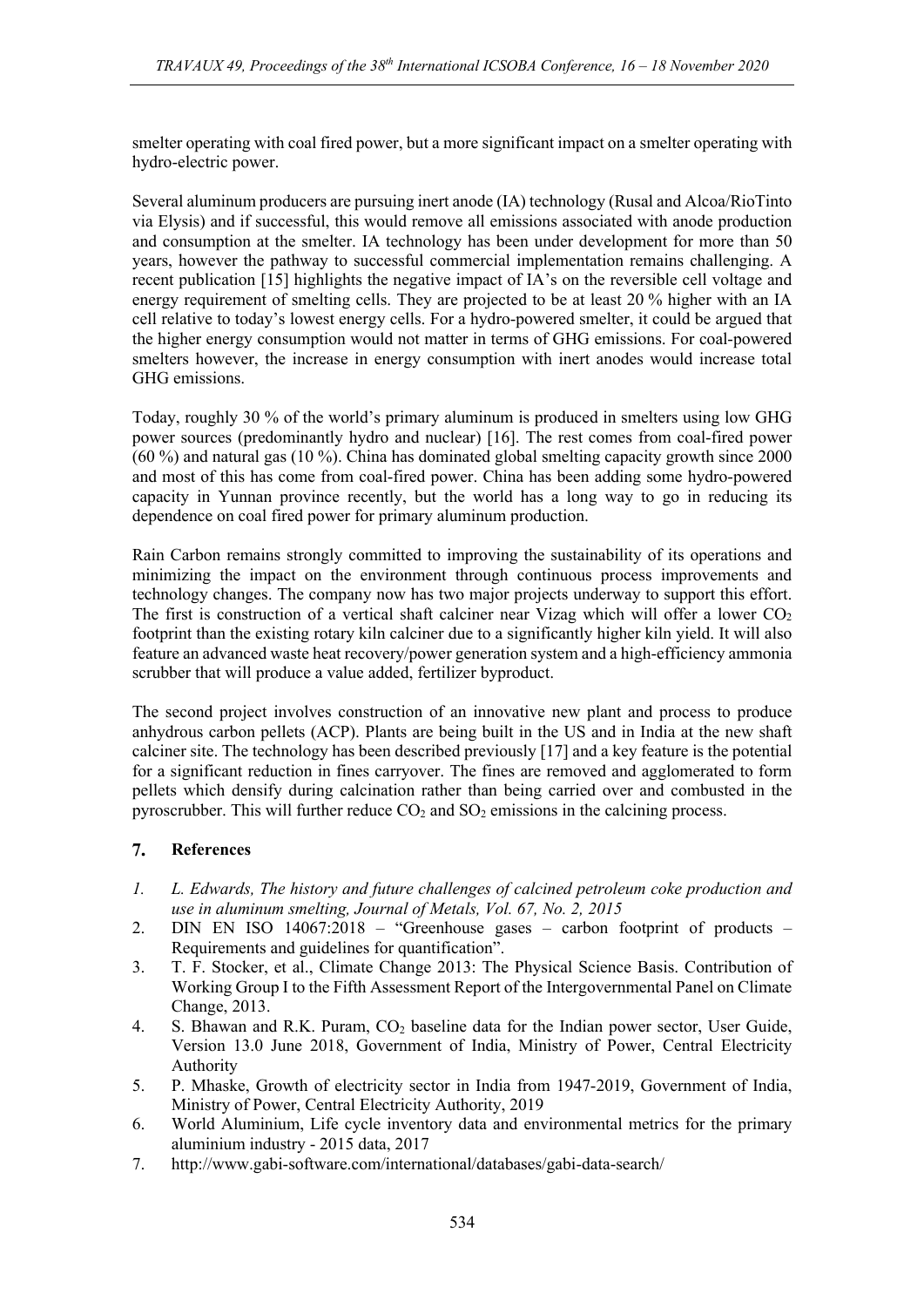smelter operating with coal fired power, but a more significant impact on a smelter operating with hydro-electric power.

Several aluminum producers are pursuing inert anode (IA) technology (Rusal and Alcoa/RioTinto via Elysis) and if successful, this would remove all emissions associated with anode production and consumption at the smelter. IA technology has been under development for more than 50 years, however the pathway to successful commercial implementation remains challenging. A recent publication [15] highlights the negative impact of IA's on the reversible cell voltage and energy requirement of smelting cells. They are projected to be at least 20 % higher with an IA cell relative to today's lowest energy cells. For a hydro-powered smelter, it could be argued that the higher energy consumption would not matter in terms of GHG emissions. For coal-powered smelters however, the increase in energy consumption with inert anodes would increase total GHG emissions.

Today, roughly 30 % of the world's primary aluminum is produced in smelters using low GHG power sources (predominantly hydro and nuclear) [16]. The rest comes from coal-fired power (60 %) and natural gas (10 %). China has dominated global smelting capacity growth since 2000 and most of this has come from coal-fired power. China has been adding some hydro-powered capacity in Yunnan province recently, but the world has a long way to go in reducing its dependence on coal fired power for primary aluminum production.

Rain Carbon remains strongly committed to improving the sustainability of its operations and minimizing the impact on the environment through continuous process improvements and technology changes. The company now has two major projects underway to support this effort. The first is construction of a vertical shaft calciner near Vizag which will offer a lower $CO_2$ footprint than the existing rotary kiln calciner due to a significantly higher kiln yield. It will also feature an advanced waste heat recovery/power generation system and a high-efficiency ammonia scrubber that will produce a value added, fertilizer byproduct.

The second project involves construction of an innovative new plant and process to produce anhydrous carbon pellets (ACP). Plants are being built in the US and in India at the new shaft calciner site. The technology has been described previously [17] and a key feature is the potential for a significant reduction in fines carryover. The fines are removed and agglomerated to form pellets which densify during calcination rather than being carried over and combusted in the pyroscrubber. This will further reduce $CO_2$ and $SO_2$ emissions in the calcining process.

## 7. References

1. *L. Edwards, The history and future challenges of calcined petroleum coke production and use in aluminum smelting, Journal of Metals, Vol. 67, No. 2, 2015*
2. DIN EN ISO 14067:2018 – "Greenhouse gases – carbon footprint of products – Requirements and guidelines for quantification".
3. T. F. Stocker, et al., Climate Change 2013: The Physical Science Basis. Contribution of Working Group I to the Fifth Assessment Report of the Intergovernmental Panel on Climate Change, 2013.
4. S. Bhawan and R.K. Puram, $CO_2$ baseline data for the Indian power sector, User Guide, Version 13.0 June 2018, Government of India, Ministry of Power, Central Electricity Authority
5. P. Mhaske, Growth of electricity sector in India from 1947-2019, Government of India, Ministry of Power, Central Electricity Authority, 2019
6. World Aluminium, Life cycle inventory data and environmental metrics for the primary aluminium industry - 2015 data, 2017
7. http://www.gabi-software.com/international/databases/gabi-data-search/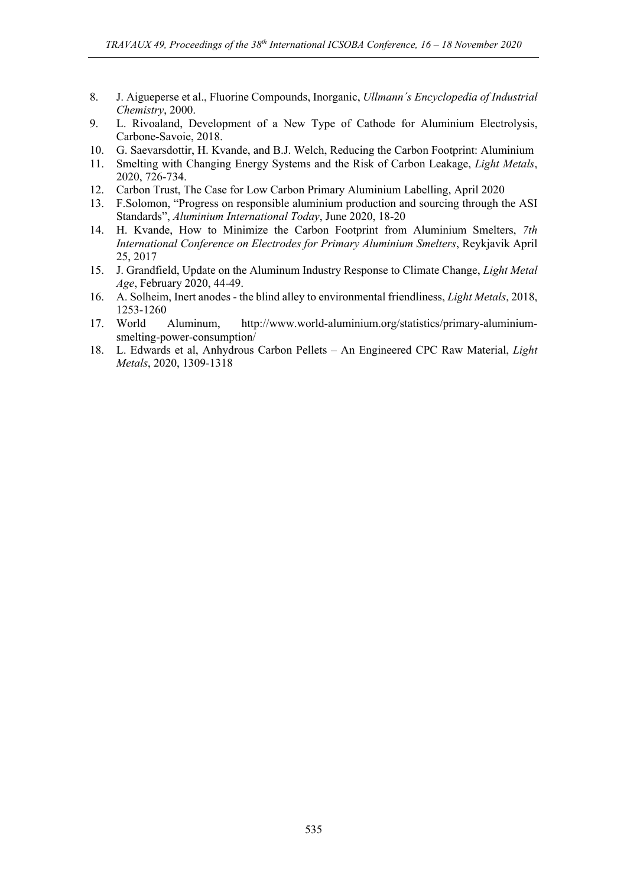8. J. Aigueperse et al., Fluorine Compounds, Inorganic, *Ullmann´s Encyclopedia of Industrial Chemistry*, 2000.
9. L. Rivoaland, Development of a New Type of Cathode for Aluminium Electrolysis, Carbone-Savoie, 2018.
10. G. Saevarsdottir, H. Kvande, and B.J. Welch, Reducing the Carbon Footprint: Aluminium
11. Smelting with Changing Energy Systems and the Risk of Carbon Leakage, *Light Metals*, 2020, 726-734.
12. Carbon Trust, The Case for Low Carbon Primary Aluminium Labelling, April 2020
13. F.Solomon, "Progress on responsible aluminium production and sourcing through the ASI Standards", *Aluminium International Today*, June 2020, 18-20
14. H. Kvande, How to Minimize the Carbon Footprint from Aluminium Smelters, *7th International Conference on Electrodes for Primary Aluminium Smelters*, Reykjavik April 25, 2017
15. J. Grandfield, Update on the Aluminum Industry Response to Climate Change, *Light Metal Age*, February 2020, 44-49.
16. A. Solheim, Inert anodes - the blind alley to environmental friendliness, *Light Metals*, 2018, 1253-1260
17. World Aluminum, http://www.world-aluminium.org/statistics/primary-aluminium-smelting-power-consumption/
18. L. Edwards et al, Anhydrous Carbon Pellets – An Engineered CPC Raw Material, *Light Metals*, 2020, 1309-1318